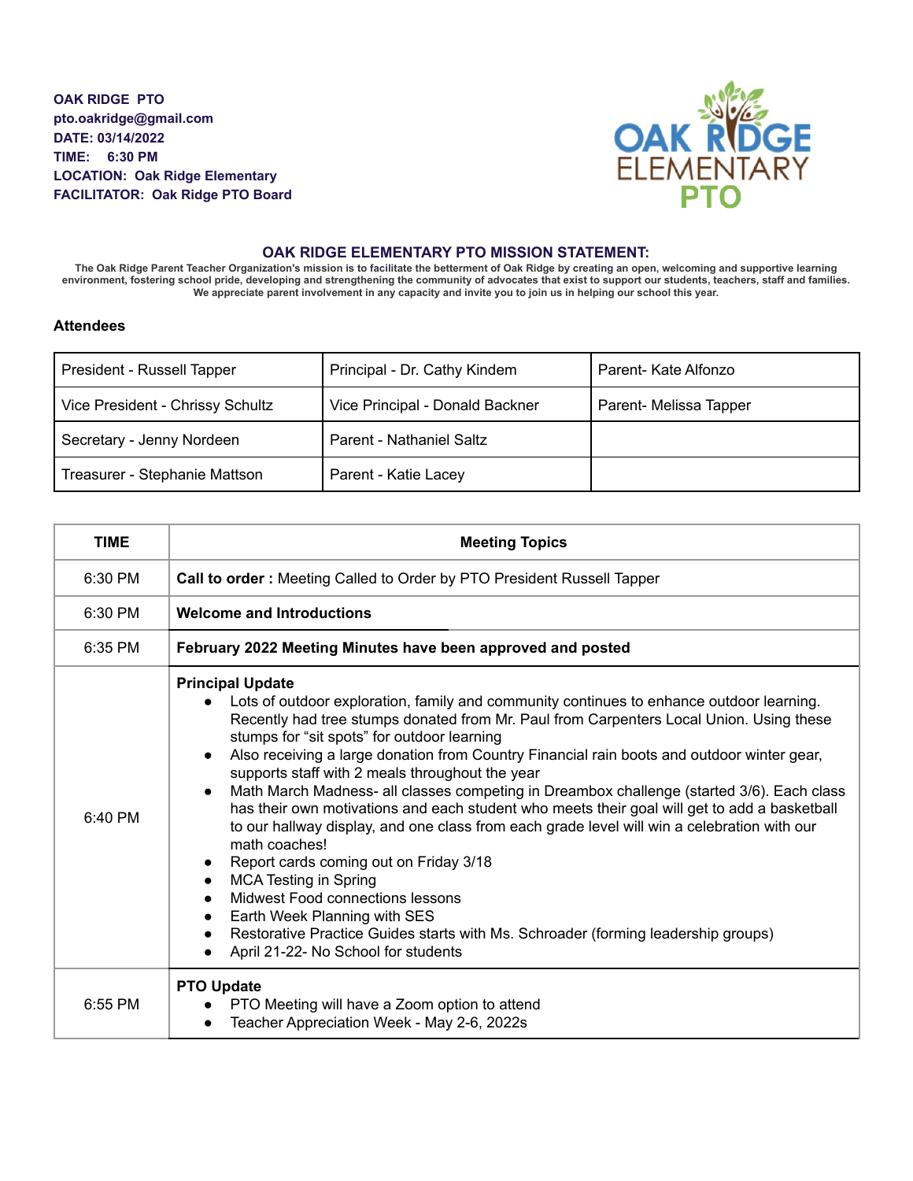**OAK RIDGE PTO**
**pto.oakridge@gmail.com**
**DATE: 03/14/2022**
**TIME: 6:30 PM**
**LOCATION: Oak Ridge Elementary**
**FACILITATOR: Oak Ridge PTO Board**

## OAK RIDGE ELEMENTARY PTO MISSION STATEMENT:

**The Oak Ridge Parent Teacher Organization's mission is to facilitate the betterment of Oak Ridge by creating an open, welcoming and supportive learning environment, fostering school pride, developing and strengthening the community of advocates that exist to support our students, teachers, staff and families. We appreciate parent involvement in any capacity and invite you to join us in helping our school this year.**

### Attendees

| | | |
|---|---|---|
| President - Russell Tapper | Principal - Dr. Cathy Kindem | Parent- Kate Alfonzo |
| Vice President - Chrissy Schultz | Vice Principal - Donald Backner | Parent- Melissa Tapper |
| Secretary - Jenny Nordeen | Parent - Nathaniel Saltz | |
| Treasurer - Stephanie Mattson | Parent - Katie Lacey | |

| TIME | Meeting Topics |
|---|---|
| 6:30 PM | **Call to order :** Meeting Called to Order by PTO President Russell Tapper |
| 6:30 PM | **Welcome and Introductions** |
| 6:35 PM | **February 2022 Meeting Minutes have been approved and posted** |
| 6:40 PM | **Principal Update**<br>• Lots of outdoor exploration, family and community continues to enhance outdoor learning. Recently had tree stumps donated from Mr. Paul from Carpenters Local Union. Using these stumps for "sit spots" for outdoor learning<br>• Also receiving a large donation from Country Financial rain boots and outdoor winter gear, supports staff with 2 meals throughout the year<br>• Math March Madness- all classes competing in Dreambox challenge (started 3/6). Each class has their own motivations and each student who meets their goal will get to add a basketball to our hallway display, and one class from each grade level will win a celebration with our math coaches!<br>• Report cards coming out on Friday 3/18<br>• MCA Testing in Spring<br>• Midwest Food connections lessons<br>• Earth Week Planning with SES<br>• Restorative Practice Guides starts with Ms. Schroader (forming leadership groups)<br>• April 21-22- No School for students |
| 6:55 PM | **PTO Update**<br>• PTO Meeting will have a Zoom option to attend<br>• Teacher Appreciation Week - May 2-6, 2022s |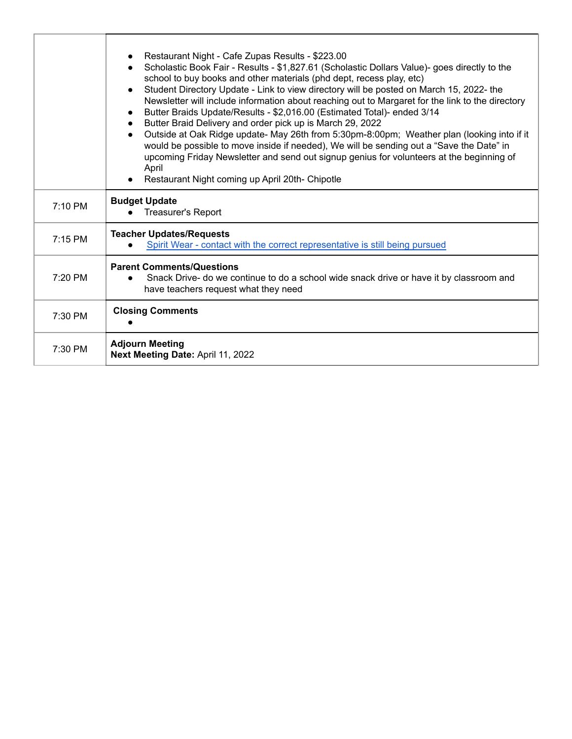| | |
|---|---|
| | • Restaurant Night - Cafe Zupas Results - $223.00<br>• Scholastic Book Fair - Results - $1,827.61 (Scholastic Dollars Value)- goes directly to the school to buy books and other materials (phd dept, recess play, etc)<br>• Student Directory Update - Link to view directory will be posted on March 15, 2022- the Newsletter will include information about reaching out to Margaret for the link to the directory<br>• Butter Braids Update/Results - $2,016.00 (Estimated Total)- ended 3/14<br>• Butter Braid Delivery and order pick up is March 29, 2022<br>• Outside at Oak Ridge update- May 26th from 5:30pm-8:00pm; Weather plan (looking into if it would be possible to move inside if needed), We will be sending out a "Save the Date" in upcoming Friday Newsletter and send out signup genius for volunteers at the beginning of April<br>• Restaurant Night coming up April 20th- Chipotle |
| 7:10 PM | **Budget Update**<br>• Treasurer's Report |
| 7:15 PM | **Teacher Updates/Requests**<br>• Spirit Wear - contact with the correct representative is still being pursued |
| 7:20 PM | **Parent Comments/Questions**<br>• Snack Drive- do we continue to do a school wide snack drive or have it by classroom and have teachers request what they need |
| 7:30 PM | **Closing Comments**<br>• |
| 7:30 PM | **Adjourn Meeting**<br>**Next Meeting Date:** April 11, 2022 |